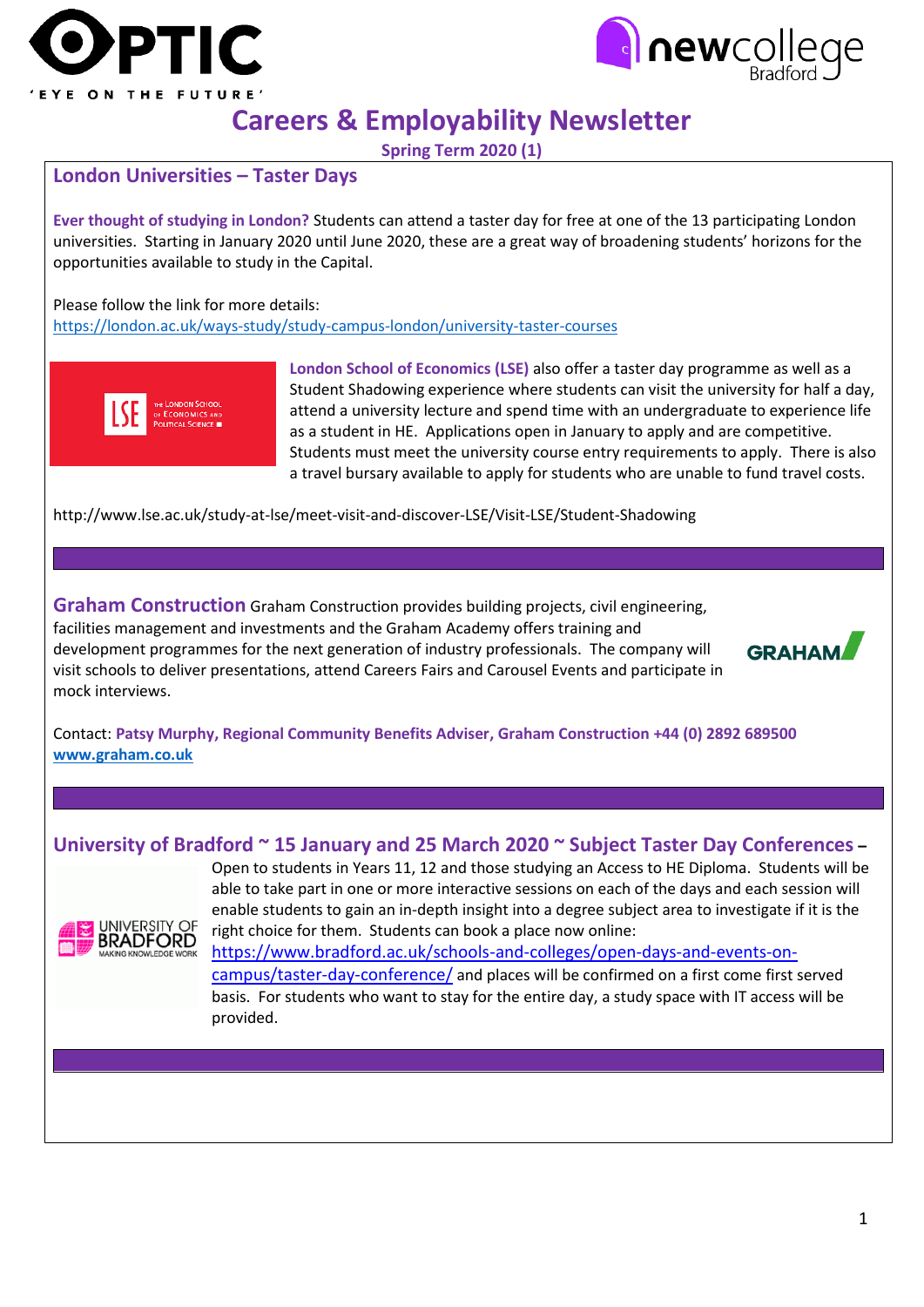# Careers & Employability Newsletter

**Spring Term 2020 (1)**

## London Universities – Taster Days

**Ever thought of studying in London?** Students can attend a taster day for free at one of the 13 participating London universities. Starting in January 2020 until June 2020, these are a great way of broadening students' horizons for the opportunities available to study in the Capital.

Please follow the link for more details:
https://london.ac.uk/ways-study/study-campus-london/university-taster-courses

**London School of Economics (LSE)** also offer a taster day programme as well as a Student Shadowing experience where students can visit the university for half a day, attend a university lecture and spend time with an undergraduate to experience life as a student in HE. Applications open in January to apply and are competitive. Students must meet the university course entry requirements to apply. There is also a travel bursary available to apply for students who are unable to fund travel costs.

http://www.lse.ac.uk/study-at-lse/meet-visit-and-discover-LSE/Visit-LSE/Student-Shadowing

---

## Graham Construction

Graham Construction provides building projects, civil engineering, facilities management and investments and the Graham Academy offers training and development programmes for the next generation of industry professionals. The company will visit schools to deliver presentations, attend Careers Fairs and Carousel Events and participate in mock interviews.

Contact: **Patsy Murphy, Regional Community Benefits Adviser, Graham Construction +44 (0) 2892 689500**
**www.graham.co.uk**

---

## University of Bradford ~ 15 January and 25 March 2020 ~ Subject Taster Day Conferences –

Open to students in Years 11, 12 and those studying an Access to HE Diploma. Students will be able to take part in one or more interactive sessions on each of the days and each session will enable students to gain an in-depth insight into a degree subject area to investigate if it is the right choice for them. Students can book a place now online: https://www.bradford.ac.uk/schools-and-colleges/open-days-and-events-on-campus/taster-day-conference/ and places will be confirmed on a first come first served basis. For students who want to stay for the entire day, a study space with IT access will be provided.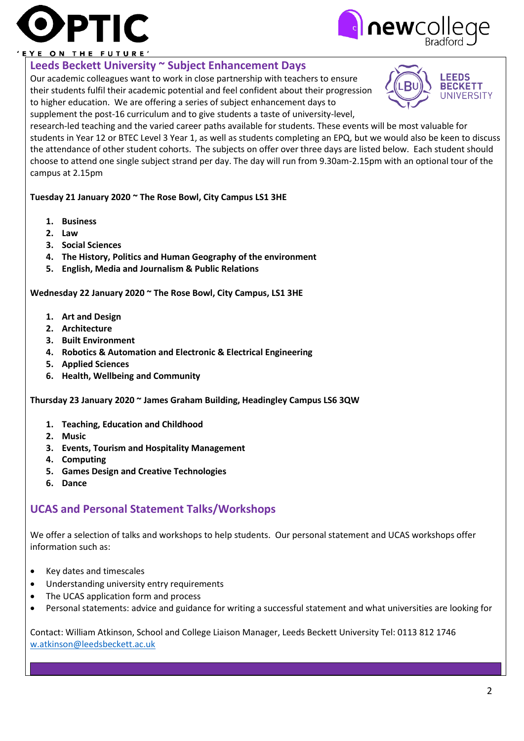## Leeds Beckett University ~ Subject Enhancement Days

Our academic colleagues want to work in close partnership with teachers to ensure their students fulfil their academic potential and feel confident about their progression to higher education. We are offering a series of subject enhancement days to supplement the post-16 curriculum and to give students a taste of university-level, research-led teaching and the varied career paths available for students. These events will be most valuable for students in Year 12 or BTEC Level 3 Year 1, as well as students completing an EPQ, but we would also be keen to discuss the attendance of other student cohorts. The subjects on offer over three days are listed below. Each student should choose to attend one single subject strand per day. The day will run from 9.30am-2.15pm with an optional tour of the campus at 2.15pm

**Tuesday 21 January 2020 ~ The Rose Bowl, City Campus LS1 3HE**

1. **Business**
2. **Law**
3. **Social Sciences**
4. **The History, Politics and Human Geography of the environment**
5. **English, Media and Journalism & Public Relations**

**Wednesday 22 January 2020 ~ The Rose Bowl, City Campus, LS1 3HE**

1. **Art and Design**
2. **Architecture**
3. **Built Environment**
4. **Robotics & Automation and Electronic & Electrical Engineering**
5. **Applied Sciences**
6. **Health, Wellbeing and Community**

**Thursday 23 January 2020 ~ James Graham Building, Headingley Campus LS6 3QW**

1. **Teaching, Education and Childhood**
2. **Music**
3. **Events, Tourism and Hospitality Management**
4. **Computing**
5. **Games Design and Creative Technologies**
6. **Dance**

## UCAS and Personal Statement Talks/Workshops

We offer a selection of talks and workshops to help students. Our personal statement and UCAS workshops offer information such as:

- Key dates and timescales
- Understanding university entry requirements
- The UCAS application form and process
- Personal statements: advice and guidance for writing a successful statement and what universities are looking for

Contact: William Atkinson, School and College Liaison Manager, Leeds Beckett University Tel: 0113 812 1746
w.atkinson@leedsbeckett.ac.uk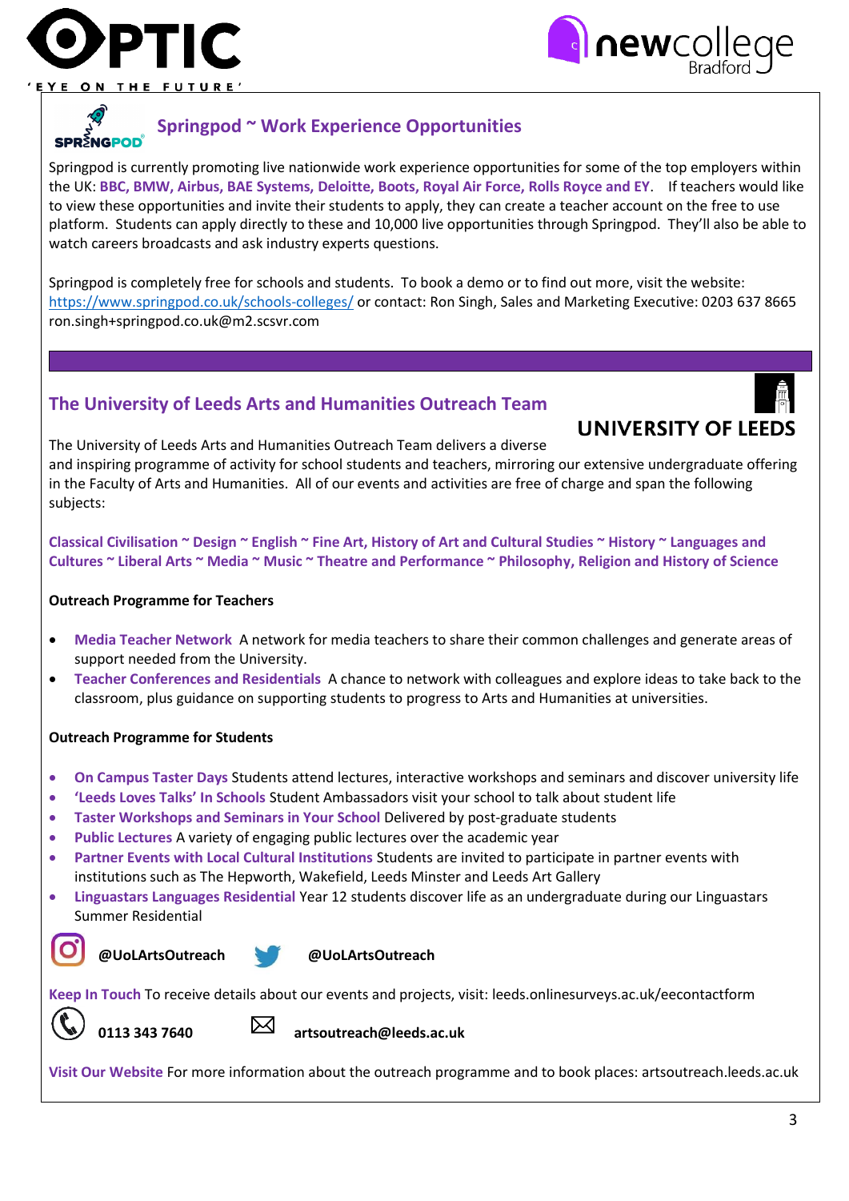## Springpod ~ Work Experience Opportunities

Springpod is currently promoting live nationwide work experience opportunities for some of the top employers within the UK: **BBC, BMW, Airbus, BAE Systems, Deloitte, Boots, Royal Air Force, Rolls Royce and EY**. If teachers would like to view these opportunities and invite their students to apply, they can create a teacher account on the free to use platform. Students can apply directly to these and 10,000 live opportunities through Springpod. They'll also be able to watch careers broadcasts and ask industry experts questions.

Springpod is completely free for schools and students. To book a demo or to find out more, visit the website: https://www.springpod.co.uk/schools-colleges/ or contact: Ron Singh, Sales and Marketing Executive: 0203 637 8665 ron.singh+springpod.co.uk@m2.scsvr.com

## The University of Leeds Arts and Humanities Outreach Team

UNIVERSITY OF LEEDS

The University of Leeds Arts and Humanities Outreach Team delivers a diverse and inspiring programme of activity for school students and teachers, mirroring our extensive undergraduate offering in the Faculty of Arts and Humanities. All of our events and activities are free of charge and span the following subjects:

**Classical Civilisation ~ Design ~ English ~ Fine Art, History of Art and Cultural Studies ~ History ~ Languages and Cultures ~ Liberal Arts ~ Media ~ Music ~ Theatre and Performance ~ Philosophy, Religion and History of Science**

**Outreach Programme for Teachers**

- **Media Teacher Network** A network for media teachers to share their common challenges and generate areas of support needed from the University.
- **Teacher Conferences and Residentials** A chance to network with colleagues and explore ideas to take back to the classroom, plus guidance on supporting students to progress to Arts and Humanities at universities.

**Outreach Programme for Students**

- **On Campus Taster Days** Students attend lectures, interactive workshops and seminars and discover university life
- **'Leeds Loves Talks' In Schools** Student Ambassadors visit your school to talk about student life
- **Taster Workshops and Seminars in Your School** Delivered by post-graduate students
- **Public Lectures** A variety of engaging public lectures over the academic year
- **Partner Events with Local Cultural Institutions** Students are invited to participate in partner events with institutions such as The Hepworth, Wakefield, Leeds Minster and Leeds Art Gallery
- **Linguastars Languages Residential** Year 12 students discover life as an undergraduate during our Linguastars Summer Residential

**@UoLArtsOutreach** **@UoLArtsOutreach**

**Keep In Touch** To receive details about our events and projects, visit: leeds.onlinesurveys.ac.uk/eecontactform

**0113 343 7640** **artsoutreach@leeds.ac.uk**

**Visit Our Website** For more information about the outreach programme and to book places: artsoutreach.leeds.ac.uk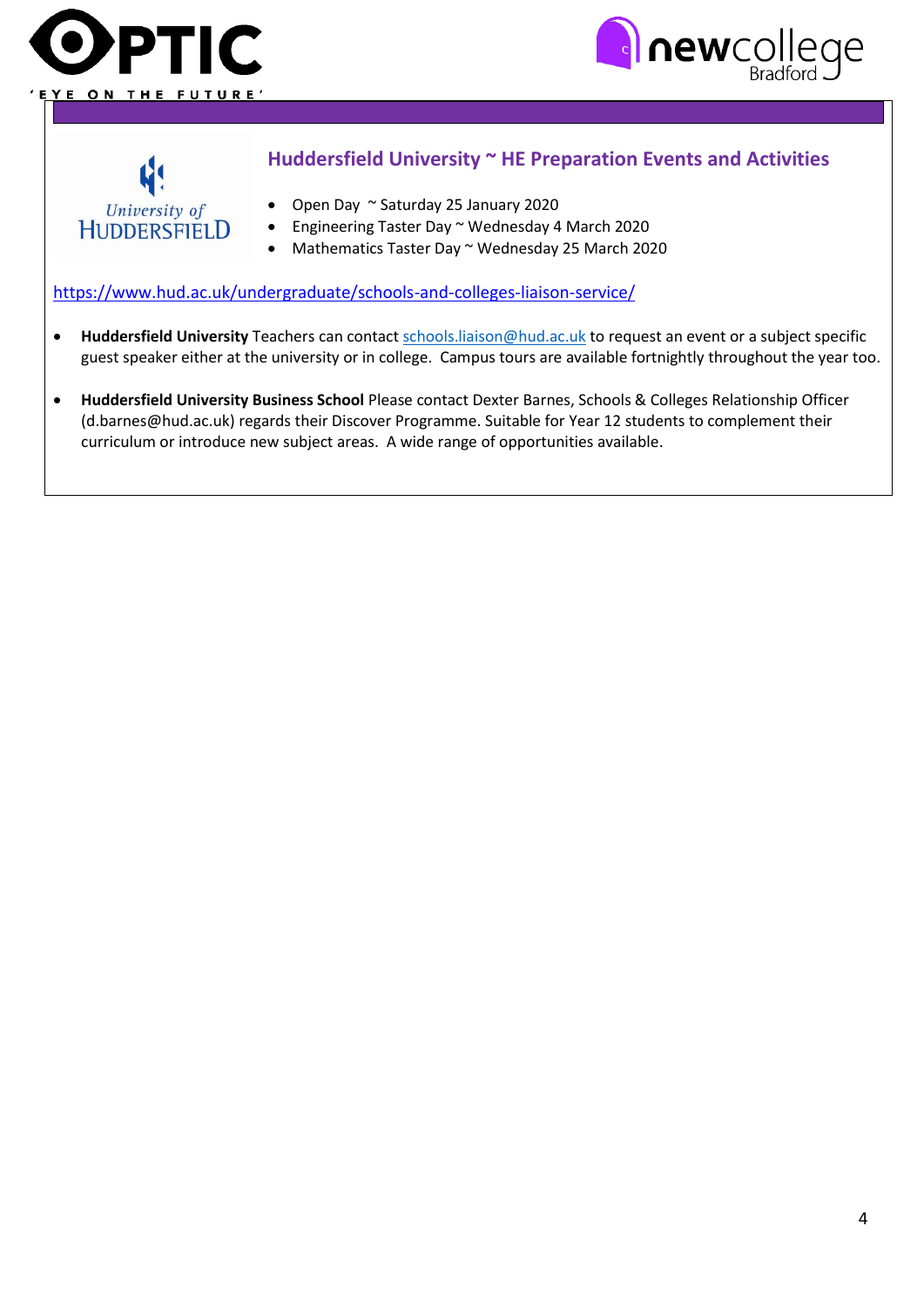## Huddersfield University ~ HE Preparation Events and Activities

- Open Day ~ Saturday 25 January 2020
- Engineering Taster Day ~ Wednesday 4 March 2020
- Mathematics Taster Day ~ Wednesday 25 March 2020

https://www.hud.ac.uk/undergraduate/schools-and-colleges-liaison-service/

- **Huddersfield University** Teachers can contact schools.liaison@hud.ac.uk to request an event or a subject specific guest speaker either at the university or in college. Campus tours are available fortnightly throughout the year too.
- **Huddersfield University Business School** Please contact Dexter Barnes, Schools & Colleges Relationship Officer (d.barnes@hud.ac.uk) regards their Discover Programme. Suitable for Year 12 students to complement their curriculum or introduce new subject areas. A wide range of opportunities available.